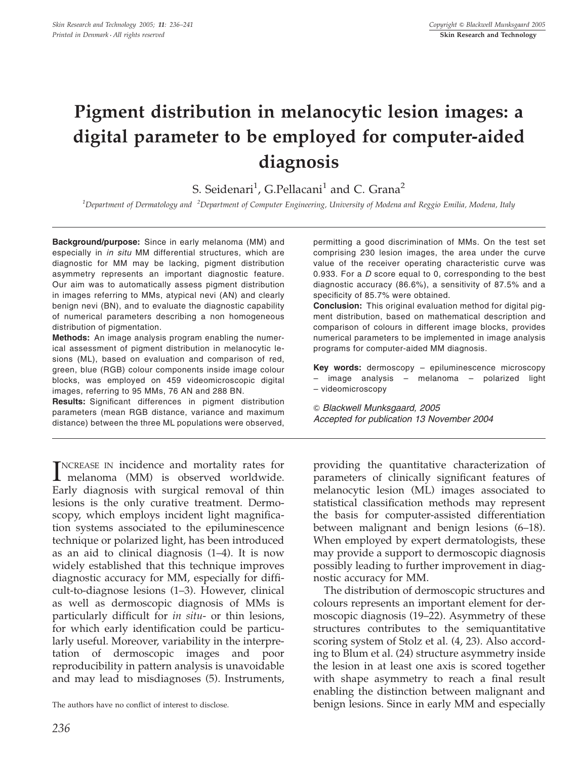# Pigment distribution in melanocytic lesion images: a digital parameter to be employed for computer-aided diagnosis

S. Seidenari[1], G. Pellacani[1] and C. Grana[2]

[1]Department of Dermatology and [2]Department of Computer Engineering, University of Modena and Reggio Emilia, Modena, Italy

**Background/purpose:** Since in early melanoma (MM) and especially in *in situ* MM differential structures, which are diagnostic for MM may be lacking, pigment distribution asymmetry represents an important diagnostic feature. Our aim was to automatically assess pigment distribution in images referring to MMs, atypical nevi (AN) and clearly benign nevi (BN), and to evaluate the diagnostic capability of numerical parameters describing a non homogeneous distribution of pigmentation.

**Methods:** An image analysis program enabling the numerical assessment of pigment distribution in melanocytic lesions (ML), based on evaluation and comparison of red, green, blue (RGB) colour components inside image colour blocks, was employed on 459 videomicroscopic digital images, referring to 95 MMs, 76 AN and 288 BN.

**Results:** Significant differences in pigment distribution parameters (mean RGB distance, variance and maximum distance) between the three ML populations were observed, permitting a good discrimination of MMs. On the test set comprising 230 lesion images, the area under the curve value of the receiver operating characteristic curve was 0.933. For a *D* score equal to 0, corresponding to the best diagnostic accuracy (86.6%), a sensitivity of 87.5% and a specificity of 85.7% were obtained.

**Conclusion:** This original evaluation method for digital pigment distribution, based on mathematical description and comparison of colours in different image blocks, provides numerical parameters to be implemented in image analysis programs for computer-aided MM diagnosis.

**Key words:** dermoscopy – epiluminescence microscopy – image analysis – melanoma – polarized light – videomicroscopy

© *Blackwell Munksgaard, 2005*
*Accepted for publication 13 November 2004*

Increase in incidence and mortality rates for melanoma (MM) is observed worldwide. Early diagnosis with surgical removal of thin lesions is the only curative treatment. Dermoscopy, which employs incident light magnification systems associated to the epiluminescence technique or polarized light, has been introduced as an aid to clinical diagnosis (1–4). It is now widely established that this technique improves diagnostic accuracy for MM, especially for difficult-to-diagnose lesions (1–3). However, clinical as well as dermoscopic diagnosis of MMs is particularly difficult for *in situ*- or thin lesions, for which early identification could be particularly useful. Moreover, variability in the interpretation of dermoscopic images and poor reproducibility in pattern analysis is unavoidable and may lead to misdiagnoses (5). Instruments, providing the quantitative characterization of parameters of clinically significant features of melanocytic lesion (ML) images associated to statistical classification methods may represent the basis for computer-assisted differentiation between malignant and benign lesions (6–18). When employed by expert dermatologists, these may provide a support to dermoscopic diagnosis possibly leading to further improvement in diagnostic accuracy for MM.

The distribution of dermoscopic structures and colours represents an important element for dermoscopic diagnosis (19–22). Asymmetry of these structures contributes to the semiquantitative scoring system of Stolz et al. (4, 23). Also according to Blum et al. (24) structure asymmetry inside the lesion in at least one axis is scored together with shape asymmetry to reach a final result enabling the distinction between malignant and benign lesions. Since in early MM and especially

The authors have no conflict of interest to disclose.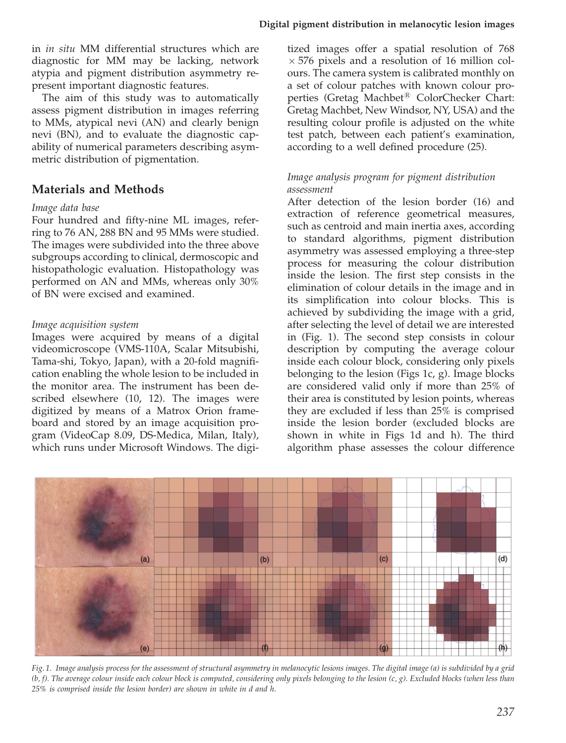in *in situ* MM differential structures which are diagnostic for MM may be lacking, network atypia and pigment distribution asymmetry represent important diagnostic features.

The aim of this study was to automatically assess pigment distribution in images referring to MMs, atypical nevi (AN) and clearly benign nevi (BN), and to evaluate the diagnostic capability of numerical parameters describing asymmetric distribution of pigmentation.

## Materials and Methods

### *Image data base*

Four hundred and fifty-nine ML images, referring to 76 AN, 288 BN and 95 MMs were studied. The images were subdivided into the three above subgroups according to clinical, dermoscopic and histopathologic evaluation. Histopathology was performed on AN and MMs, whereas only 30% of BN were excised and examined.

### *Image acquisition system*

Images were acquired by means of a digital videomicroscope (VMS-110A, Scalar Mitsubishi, Tama-shi, Tokyo, Japan), with a 20-fold magnification enabling the whole lesion to be included in the monitor area. The instrument has been described elsewhere (10, 12). The images were digitized by means of a Matrox Orion frameboard and stored by an image acquisition program (VideoCap 8.09, DS-Medica, Milan, Italy), which runs under Microsoft Windows. The digitized images offer a spatial resolution of 768 × 576 pixels and a resolution of 16 million colours. The camera system is calibrated monthly on a set of colour patches with known colour properties (Gretag Machbet® ColorChecker Chart: Gretag Machbet, New Windsor, NY, USA) and the resulting colour profile is adjusted on the white test patch, between each patient's examination, according to a well defined procedure (25).

### *Image analysis program for pigment distribution assessment*

After detection of the lesion border (16) and extraction of reference geometrical measures, such as centroid and main inertia axes, according to standard algorithms, pigment distribution asymmetry was assessed employing a three-step process for measuring the colour distribution inside the lesion. The first step consists in the elimination of colour details in the image and in its simplification into colour blocks. This is achieved by subdividing the image with a grid, after selecting the level of detail we are interested in (Fig. 1). The second step consists in colour description by computing the average colour inside each colour block, considering only pixels belonging to the lesion (Figs 1c, g). Image blocks are considered valid only if more than 25% of their area is constituted by lesion points, whereas they are excluded if less than 25% is comprised inside the lesion border (excluded blocks are shown in white in Figs 1d and h). The third algorithm phase assesses the colour difference

*Fig. 1. Image analysis process for the assessment of structural asymmetry in melanocytic lesions images. The digital image (a) is subdivided by a grid (b, f). The average colour inside each colour block is computed, considering only pixels belonging to the lesion (c, g). Excluded blocks (when less than 25% is comprised inside the lesion border) are shown in white in d and h.*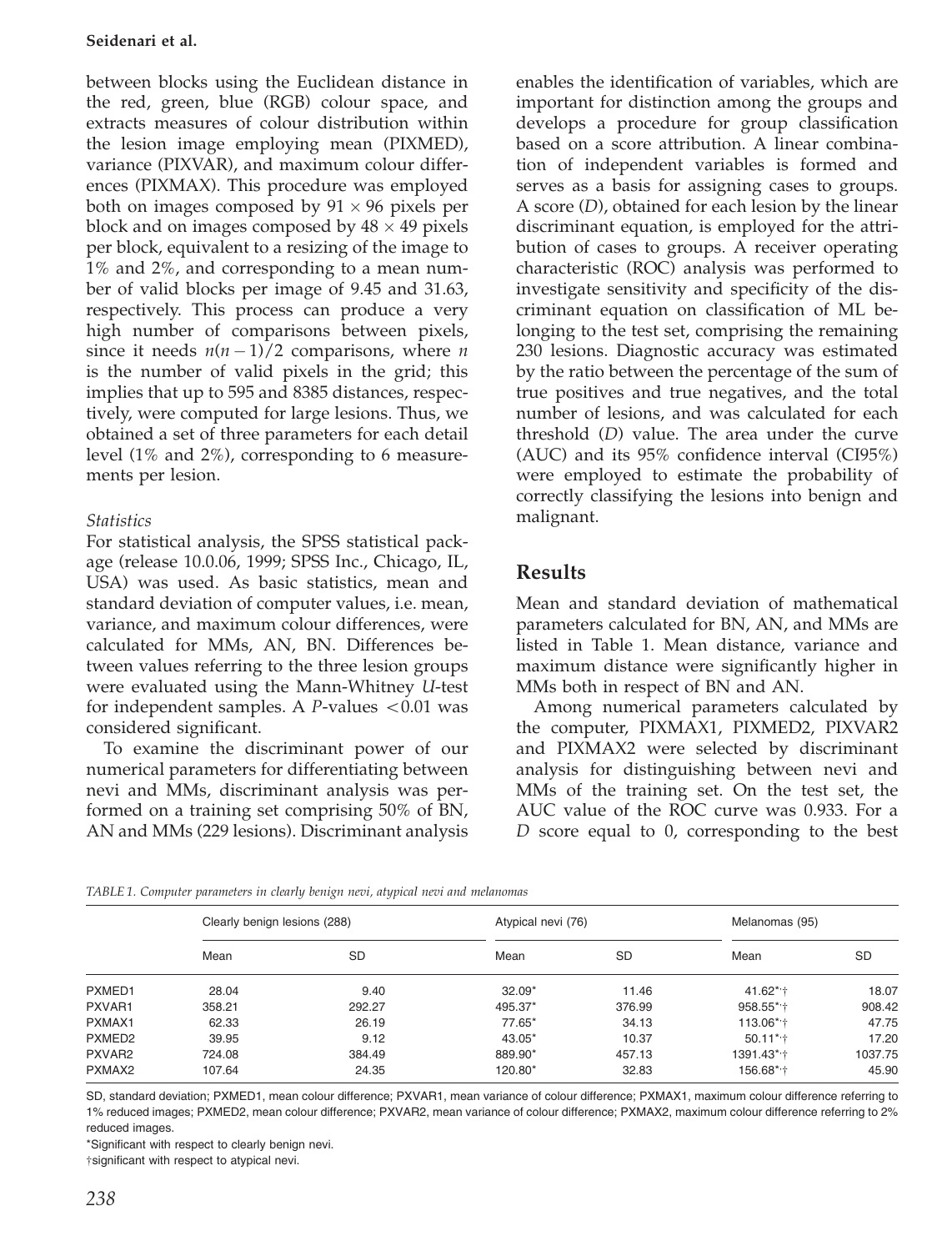between blocks using the Euclidean distance in the red, green, blue (RGB) colour space, and extracts measures of colour distribution within the lesion image employing mean (PIXMED), variance (PIXVAR), and maximum colour differences (PIXMAX). This procedure was employed both on images composed by $91 \times 96$ pixels per block and on images composed by $48 \times 49$ pixels per block, equivalent to a resizing of the image to 1% and 2%, and corresponding to a mean number of valid blocks per image of 9.45 and 31.63, respectively. This process can produce a very high number of comparisons between pixels, since it needs $n(n-1)/2$ comparisons, where $n$ is the number of valid pixels in the grid; this implies that up to 595 and 8385 distances, respectively, were computed for large lesions. Thus, we obtained a set of three parameters for each detail level (1% and 2%), corresponding to 6 measurements per lesion.

*Statistics*

For statistical analysis, the SPSS statistical package (release 10.0.06, 1999; SPSS Inc., Chicago, IL, USA) was used. As basic statistics, mean and standard deviation of computer values, i.e. mean, variance, and maximum colour differences, were calculated for MMs, AN, BN. Differences between values referring to the three lesion groups were evaluated using the Mann-Whitney *U*-test for independent samples. A *P*-values $<0.01$ was considered significant.

To examine the discriminant power of our numerical parameters for differentiating between nevi and MMs, discriminant analysis was performed on a training set comprising 50% of BN, AN and MMs (229 lesions). Discriminant analysis enables the identification of variables, which are important for distinction among the groups and develops a procedure for group classification based on a score attribution. A linear combination of independent variables is formed and serves as a basis for assigning cases to groups. A score ($D$), obtained for each lesion by the linear discriminant equation, is employed for the attribution of cases to groups. A receiver operating characteristic (ROC) analysis was performed to investigate sensitivity and specificity of the discriminant equation on classification of ML belonging to the test set, comprising the remaining 230 lesions. Diagnostic accuracy was estimated by the ratio between the percentage of the sum of true positives and true negatives, and the total number of lesions, and was calculated for each threshold ($D$) value. The area under the curve (AUC) and its 95% confidence interval (CI95%) were employed to estimate the probability of correctly classifying the lesions into benign and malignant.

## Results

Mean and standard deviation of mathematical parameters calculated for BN, AN, and MMs are listed in Table 1. Mean distance, variance and maximum distance were significantly higher in MMs both in respect of BN and AN.

Among numerical parameters calculated by the computer, PIXMAX1, PIXMED2, PIXVAR2 and PIXMAX2 were selected by discriminant analysis for distinguishing between nevi and MMs of the training set. On the test set, the AUC value of the ROC curve was 0.933. For a $D$ score equal to 0, corresponding to the best

*TABLE 1. Computer parameters in clearly benign nevi, atypical nevi and melanomas*

| | Clearly benign lesions (288) | | Atypical nevi (76) | | Melanomas (95) | |
|---|---|---|---|---|---|---|
| | Mean | SD | Mean | SD | Mean | SD |
| PXMED1 | 28.04 | 9.40 | 32.09* | 11.46 | 41.62*,† | 18.07 |
| PXVAR1 | 358.21 | 292.27 | 495.37* | 376.99 | 958.55*,† | 908.42 |
| PXMAX1 | 62.33 | 26.19 | 77.65* | 34.13 | 113.06*,† | 47.75 |
| PXMED2 | 39.95 | 9.12 | 43.05* | 10.37 | 50.11*,† | 17.20 |
| PXVAR2 | 724.08 | 384.49 | 889.90* | 457.13 | 1391.43*,† | 1037.75 |
| PXMAX2 | 107.64 | 24.35 | 120.80* | 32.83 | 156.68*,† | 45.90 |

SD, standard deviation; PXMED1, mean colour difference; PXVAR1, mean variance of colour difference; PXMAX1, maximum colour difference referring to 1% reduced images; PXMED2, mean colour difference; PXVAR2, mean variance of colour difference; PXMAX2, maximum colour difference referring to 2% reduced images.

*Significant with respect to clearly benign nevi.

†significant with respect to atypical nevi.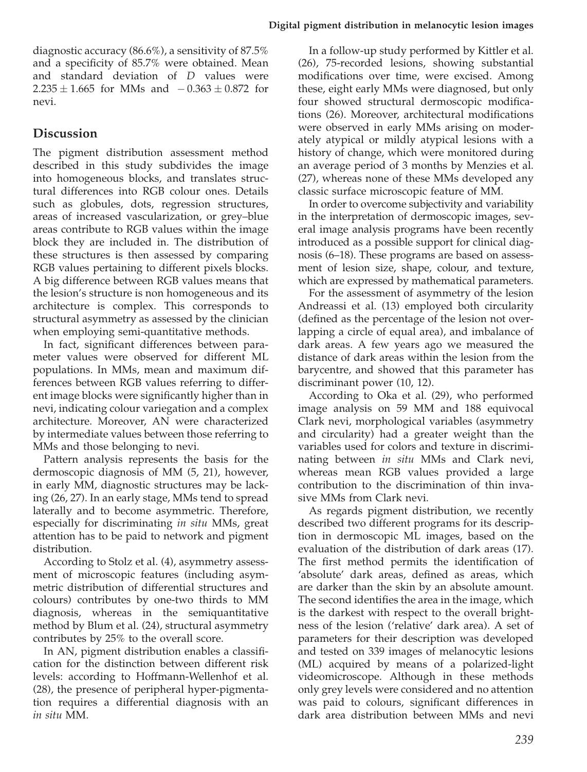diagnostic accuracy (86.6%), a sensitivity of 87.5% and a specificity of 85.7% were obtained. Mean and standard deviation of $D$ values were $2.235 \pm 1.665$ for MMs and $-0.363 \pm 0.872$ for nevi.

## Discussion

The pigment distribution assessment method described in this study subdivides the image into homogeneous blocks, and translates structural differences into RGB colour ones. Details such as globules, dots, regression structures, areas of increased vascularization, or grey–blue areas contribute to RGB values within the image block they are included in. The distribution of these structures is then assessed by comparing RGB values pertaining to different pixels blocks. A big difference between RGB values means that the lesion's structure is non homogeneous and its architecture is complex. This corresponds to structural asymmetry as assessed by the clinician when employing semi-quantitative methods.

In fact, significant differences between parameter values were observed for different ML populations. In MMs, mean and maximum differences between RGB values referring to different image blocks were significantly higher than in nevi, indicating colour variegation and a complex architecture. Moreover, AN were characterized by intermediate values between those referring to MMs and those belonging to nevi.

Pattern analysis represents the basis for the dermoscopic diagnosis of MM (5, 21), however, in early MM, diagnostic structures may be lacking (26, 27). In an early stage, MMs tend to spread laterally and to become asymmetric. Therefore, especially for discriminating *in situ* MMs, great attention has to be paid to network and pigment distribution.

According to Stolz et al. (4), asymmetry assessment of microscopic features (including asymmetric distribution of differential structures and colours) contributes by one-two thirds to MM diagnosis, whereas in the semiquantitative method by Blum et al. (24), structural asymmetry contributes by 25% to the overall score.

In AN, pigment distribution enables a classification for the distinction between different risk levels: according to Hoffmann-Wellenhof et al. (28), the presence of peripheral hyper-pigmentation requires a differential diagnosis with an *in situ* MM.

In a follow-up study performed by Kittler et al. (26), 75-recorded lesions, showing substantial modifications over time, were excised. Among these, eight early MMs were diagnosed, but only four showed structural dermoscopic modifications (26). Moreover, architectural modifications were observed in early MMs arising on moderately atypical or mildly atypical lesions with a history of change, which were monitored during an average period of 3 months by Menzies et al. (27), whereas none of these MMs developed any classic surface microscopic feature of MM.

In order to overcome subjectivity and variability in the interpretation of dermoscopic images, several image analysis programs have been recently introduced as a possible support for clinical diagnosis (6–18). These programs are based on assessment of lesion size, shape, colour, and texture, which are expressed by mathematical parameters.

For the assessment of asymmetry of the lesion Andreassi et al. (13) employed both circularity (defined as the percentage of the lesion not overlapping a circle of equal area), and imbalance of dark areas. A few years ago we measured the distance of dark areas within the lesion from the barycentre, and showed that this parameter has discriminant power (10, 12).

According to Oka et al. (29), who performed image analysis on 59 MM and 188 equivocal Clark nevi, morphological variables (asymmetry and circularity) had a greater weight than the variables used for colors and texture in discriminating between *in situ* MMs and Clark nevi, whereas mean RGB values provided a large contribution to the discrimination of thin invasive MMs from Clark nevi.

As regards pigment distribution, we recently described two different programs for its description in dermoscopic ML images, based on the evaluation of the distribution of dark areas (17). The first method permits the identification of 'absolute' dark areas, defined as areas, which are darker than the skin by an absolute amount. The second identifies the area in the image, which is the darkest with respect to the overall brightness of the lesion ('relative' dark area). A set of parameters for their description was developed and tested on 339 images of melanocytic lesions (ML) acquired by means of a polarized-light videomicroscope. Although in these methods only grey levels were considered and no attention was paid to colours, significant differences in dark area distribution between MMs and nevi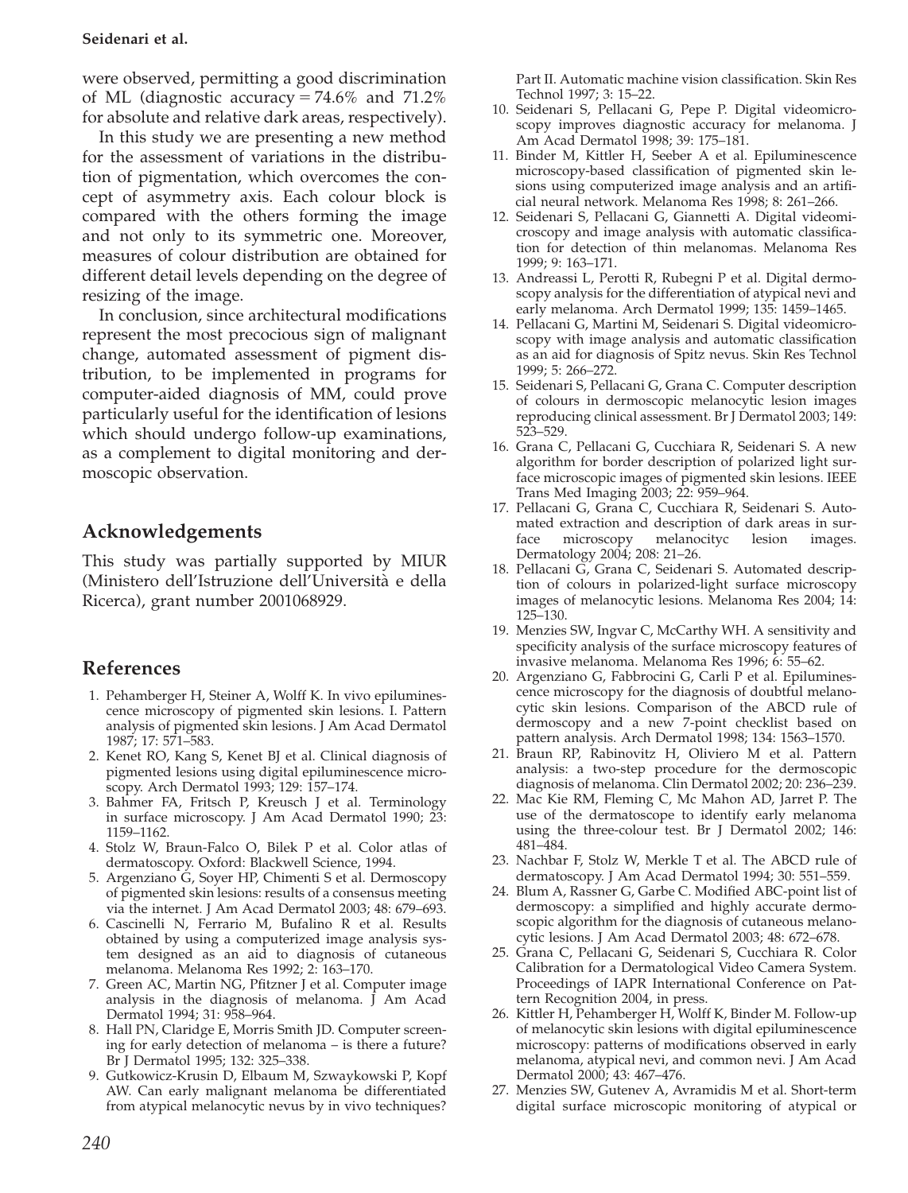were observed, permitting a good discrimination of ML (diagnostic accuracy = 74.6% and 71.2% for absolute and relative dark areas, respectively).

In this study we are presenting a new method for the assessment of variations in the distribution of pigmentation, which overcomes the concept of asymmetry axis. Each colour block is compared with the others forming the image and not only to its symmetric one. Moreover, measures of colour distribution are obtained for different detail levels depending on the degree of resizing of the image.

In conclusion, since architectural modifications represent the most precocious sign of malignant change, automated assessment of pigment distribution, to be implemented in programs for computer-aided diagnosis of MM, could prove particularly useful for the identification of lesions which should undergo follow-up examinations, as a complement to digital monitoring and dermoscopic observation.

## Acknowledgements

This study was partially supported by MIUR (Ministero dell'Istruzione dell'Università e della Ricerca), grant number 2001068929.

## References

1. Pehamberger H, Steiner A, Wolff K. In vivo epiluminescence microscopy of pigmented skin lesions. I. Pattern analysis of pigmented skin lesions. J Am Acad Dermatol 1987; 17: 571–583.
2. Kenet RO, Kang S, Kenet BJ et al. Clinical diagnosis of pigmented lesions using digital epiluminescence microscopy. Arch Dermatol 1993; 129: 157–174.
3. Bahmer FA, Fritsch P, Kreusch J et al. Terminology in surface microscopy. J Am Acad Dermatol 1990; 23: 1159–1162.
4. Stolz W, Braun-Falco O, Bilek P et al. Color atlas of dermatoscopy. Oxford: Blackwell Science, 1994.
5. Argenziano G, Soyer HP, Chimenti S et al. Dermoscopy of pigmented skin lesions: results of a consensus meeting via the internet. J Am Acad Dermatol 2003; 48: 679–693.
6. Cascinelli N, Ferrario M, Bufalino R et al. Results obtained by using a computerized image analysis system designed as an aid to diagnosis of cutaneous melanoma. Melanoma Res 1992; 2: 163–170.
7. Green AC, Martin NG, Pfitzner J et al. Computer image analysis in the diagnosis of melanoma. J Am Acad Dermatol 1994; 31: 958–964.
8. Hall PN, Claridge E, Morris Smith JD. Computer screening for early detection of melanoma – is there a future? Br J Dermatol 1995; 132: 325–338.
9. Gutkowicz-Krusin D, Elbaum M, Szwaykowski P, Kopf AW. Can early malignant melanoma be differentiated from atypical melanocytic nevus by in vivo techniques? Part II. Automatic machine vision classification. Skin Res Technol 1997; 3: 15–22.
10. Seidenari S, Pellacani G, Pepe P. Digital videomicroscopy improves diagnostic accuracy for melanoma. J Am Acad Dermatol 1998; 39: 175–181.
11. Binder M, Kittler H, Seeber A et al. Epiluminescence microscopy-based classification of pigmented skin lesions using computerized image analysis and an artificial neural network. Melanoma Res 1998; 8: 261–266.
12. Seidenari S, Pellacani G, Giannetti A. Digital videomicroscopy and image analysis with automatic classification for detection of thin melanomas. Melanoma Res 1999; 9: 163–171.
13. Andreassi L, Perotti R, Rubegni P et al. Digital dermoscopy analysis for the differentiation of atypical nevi and early melanoma. Arch Dermatol 1999; 135: 1459–1465.
14. Pellacani G, Martini M, Seidenari S. Digital videomicroscopy with image analysis and automatic classification as an aid for diagnosis of Spitz nevus. Skin Res Technol 1999; 5: 266–272.
15. Seidenari S, Pellacani G, Grana C. Computer description of colours in dermoscopic melanocytic lesion images reproducing clinical assessment. Br J Dermatol 2003; 149: 523–529.
16. Grana C, Pellacani G, Cucchiara R, Seidenari S. A new algorithm for border description of polarized light surface microscopic images of pigmented skin lesions. IEEE Trans Med Imaging 2003; 22: 959–964.
17. Pellacani G, Grana C, Cucchiara R, Seidenari S. Automated extraction and description of dark areas in surface microscopy melanocityc lesion images. Dermatology 2004; 208: 21–26.
18. Pellacani G, Grana C, Seidenari S. Automated description of colours in polarized-light surface microscopy images of melanocytic lesions. Melanoma Res 2004; 14: 125–130.
19. Menzies SW, Ingvar C, McCarthy WH. A sensitivity and specificity analysis of the surface microscopy features of invasive melanoma. Melanoma Res 1996; 6: 55–62.
20. Argenziano G, Fabbrocini G, Carli P et al. Epiluminescence microscopy for the diagnosis of doubtful melanocytic skin lesions. Comparison of the ABCD rule of dermoscopy and a new 7-point checklist based on pattern analysis. Arch Dermatol 1998; 134: 1563–1570.
21. Braun RP, Rabinovitz H, Oliviero M et al. Pattern analysis: a two-step procedure for the dermoscopic diagnosis of melanoma. Clin Dermatol 2002; 20: 236–239.
22. Mac Kie RM, Fleming C, Mc Mahon AD, Jarret P. The use of the dermatoscope to identify early melanoma using the three-colour test. Br J Dermatol 2002; 146: 481–484.
23. Nachbar F, Stolz W, Merkle T et al. The ABCD rule of dermatoscopy. J Am Acad Dermatol 1994; 30: 551–559.
24. Blum A, Rassner G, Garbe C. Modified ABC-point list of dermoscopy: a simplified and highly accurate dermoscopic algorithm for the diagnosis of cutaneous melanocytic lesions. J Am Acad Dermatol 2003; 48: 672–678.
25. Grana C, Pellacani G, Seidenari S, Cucchiara R. Color Calibration for a Dermatological Video Camera System. Proceedings of IAPR International Conference on Pattern Recognition 2004, in press.
26. Kittler H, Pehamberger H, Wolff K, Binder M. Follow-up of melanocytic skin lesions with digital epiluminescence microscopy: patterns of modifications observed in early melanoma, atypical nevi, and common nevi. J Am Acad Dermatol 2000; 43: 467–476.
27. Menzies SW, Gutenev A, Avramidis M et al. Short-term digital surface microscopic monitoring of atypical or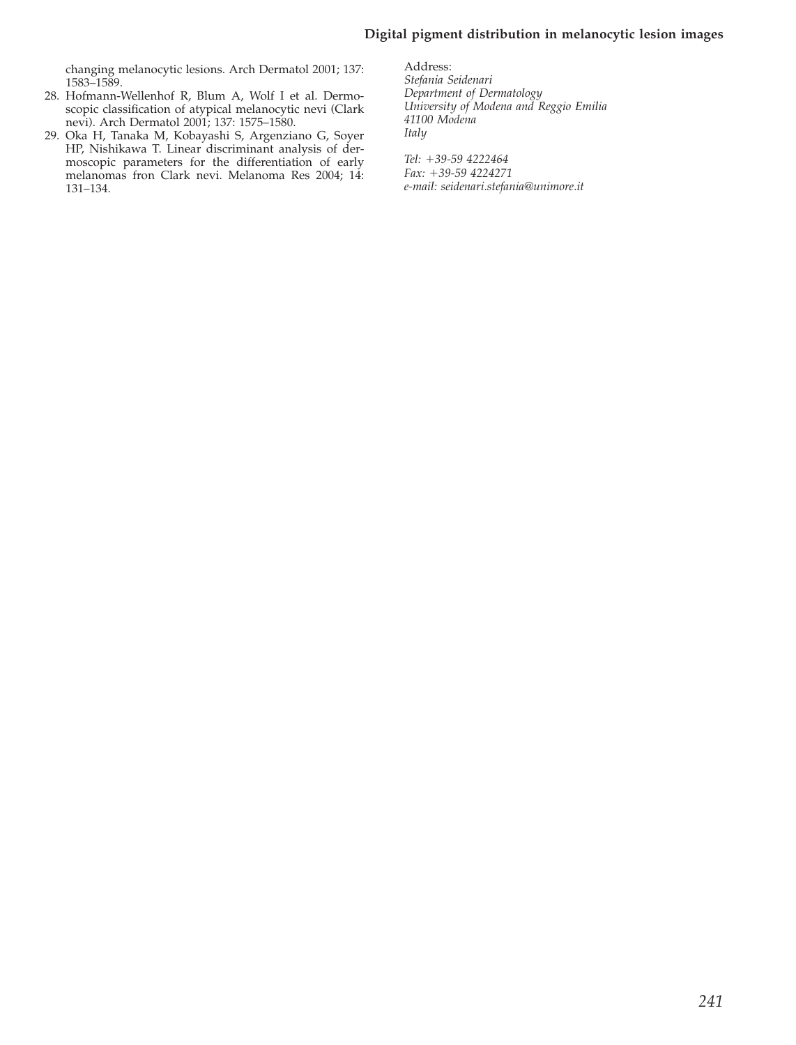changing melanocytic lesions. Arch Dermatol 2001; 137: 1583–1589.

28. Hofmann-Wellenhof R, Blum A, Wolf I et al. Dermoscopic classification of atypical melanocytic nevi (Clark nevi). Arch Dermatol 2001; 137: 1575–1580.
29. Oka H, Tanaka M, Kobayashi S, Argenziano G, Soyer HP, Nishikawa T. Linear discriminant analysis of dermoscopic parameters for the differentiation of early melanomas fron Clark nevi. Melanoma Res 2004; 14: 131–134.

Address:
*Stefania Seidenari*
*Department of Dermatology*
*University of Modena and Reggio Emilia*
*41100 Modena*
*Italy*

*Tel: +39-59 4222464*
*Fax: +39-59 4224271*
*e-mail: seidenari.stefania@unimore.it*